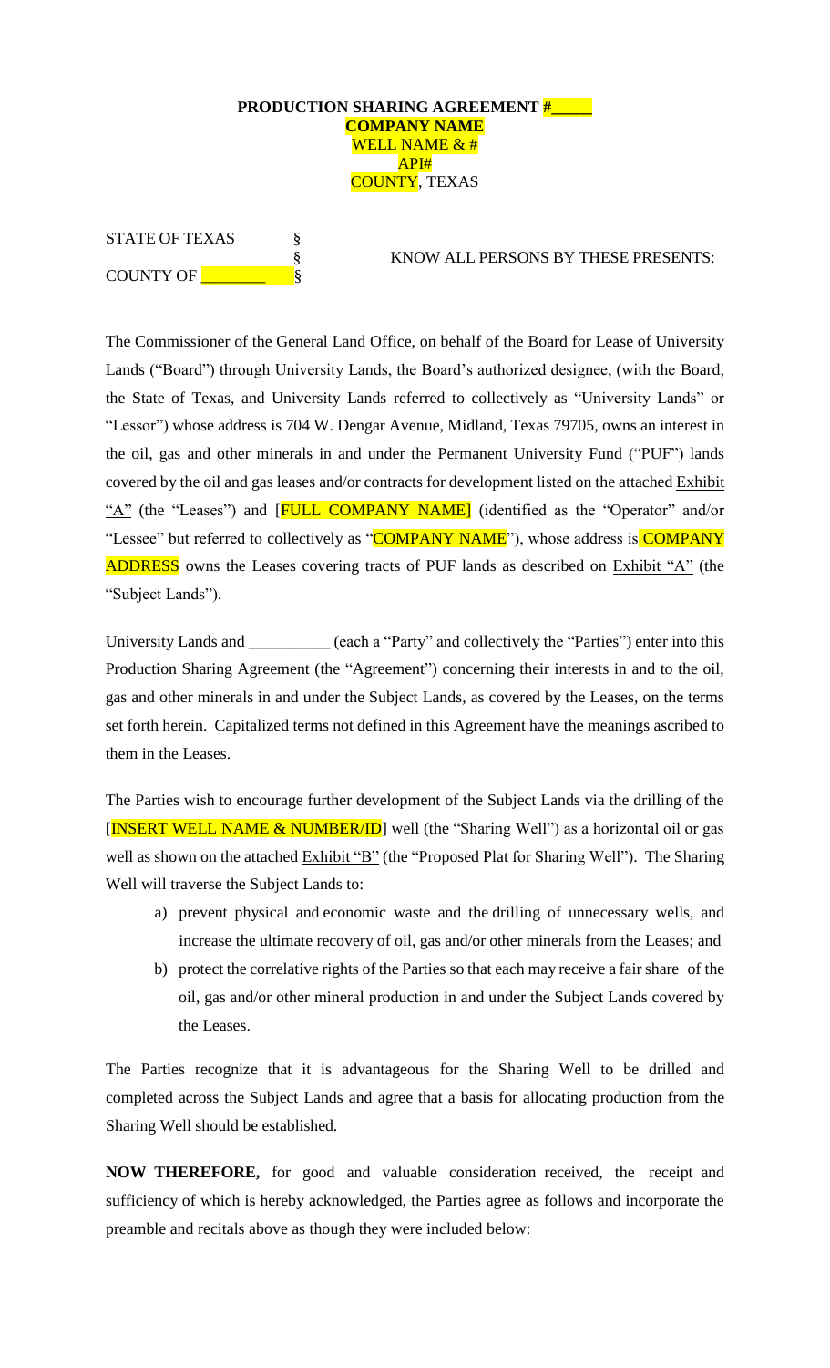**PRODUCTION SHARING AGREEMENT #\_\_\_\_\_**
**COMPANY NAME**
WELL NAME & #
API#
COUNTY, TEXAS

STATE OF TEXAS §
§ KNOW ALL PERSONS BY THESE PRESENTS:
COUNTY OF \_\_\_\_\_\_\_\_ §

The Commissioner of the General Land Office, on behalf of the Board for Lease of University Lands ("Board") through University Lands, the Board's authorized designee, (with the Board, the State of Texas, and University Lands referred to collectively as "University Lands" or "Lessor") whose address is 704 W. Dengar Avenue, Midland, Texas 79705, owns an interest in the oil, gas and other minerals in and under the Permanent University Fund ("PUF") lands covered by the oil and gas leases and/or contracts for development listed on the attached Exhibit "A" (the "Leases") and [FULL COMPANY NAME] (identified as the "Operator" and/or "Lessee" but referred to collectively as "COMPANY NAME"), whose address is COMPANY ADDRESS owns the Leases covering tracts of PUF lands as described on Exhibit "A" (the "Subject Lands").

University Lands and \_\_\_\_\_\_\_\_\_\_ (each a "Party" and collectively the "Parties") enter into this Production Sharing Agreement (the "Agreement") concerning their interests in and to the oil, gas and other minerals in and under the Subject Lands, as covered by the Leases, on the terms set forth herein. Capitalized terms not defined in this Agreement have the meanings ascribed to them in the Leases.

The Parties wish to encourage further development of the Subject Lands via the drilling of the [INSERT WELL NAME & NUMBER/ID] well (the "Sharing Well") as a horizontal oil or gas well as shown on the attached Exhibit "B" (the "Proposed Plat for Sharing Well"). The Sharing Well will traverse the Subject Lands to:

a) prevent physical and economic waste and the drilling of unnecessary wells, and increase the ultimate recovery of oil, gas and/or other minerals from the Leases; and
b) protect the correlative rights of the Parties so that each may receive a fair share of the oil, gas and/or other mineral production in and under the Subject Lands covered by the Leases.

The Parties recognize that it is advantageous for the Sharing Well to be drilled and completed across the Subject Lands and agree that a basis for allocating production from the Sharing Well should be established.

**NOW THEREFORE,** for good and valuable consideration received, the receipt and sufficiency of which is hereby acknowledged, the Parties agree as follows and incorporate the preamble and recitals above as though they were included below: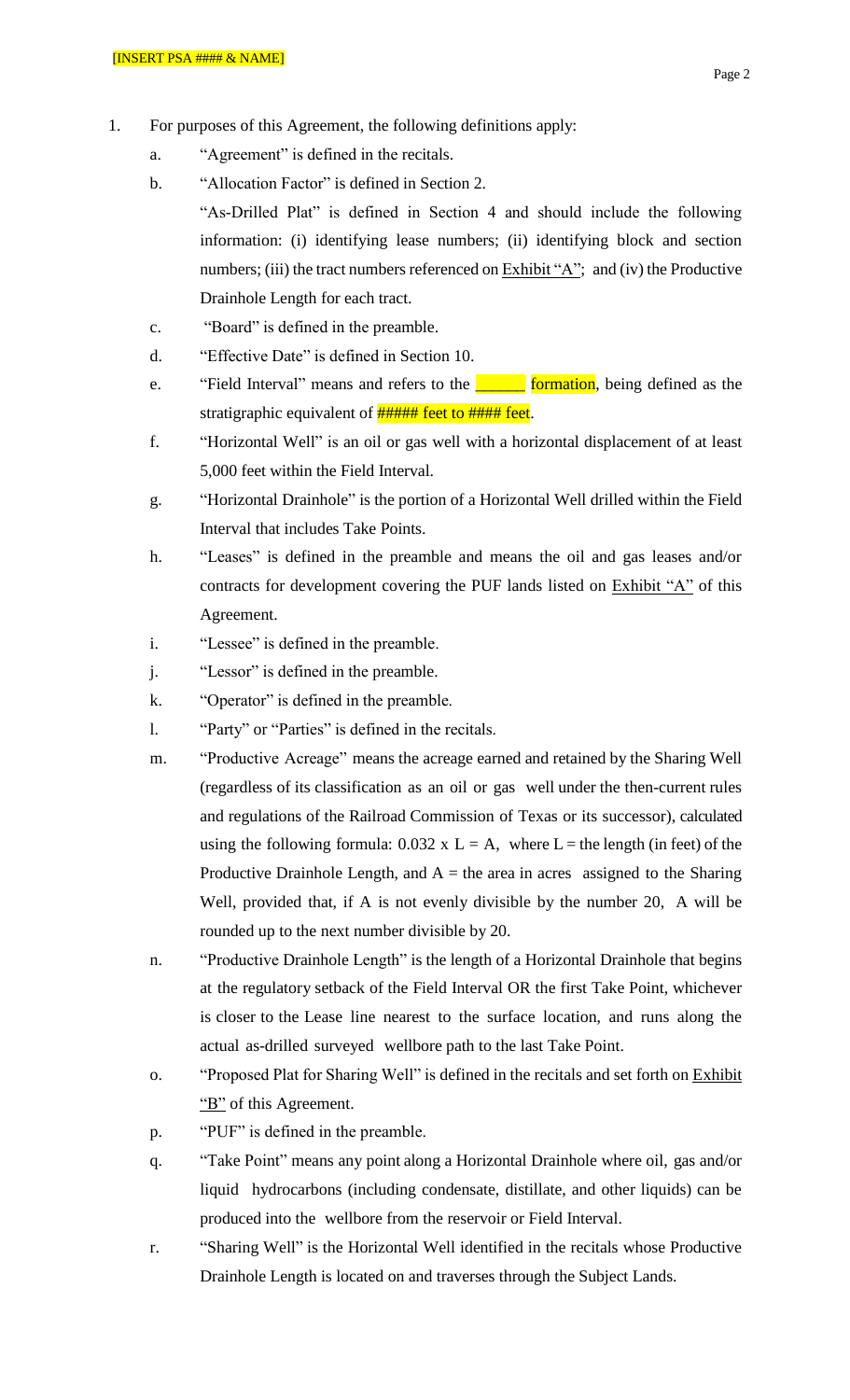1. For purposes of this Agreement, the following definitions apply:

   a. "Agreement" is defined in the recitals.

   b. "Allocation Factor" is defined in Section 2.

      "As-Drilled Plat" is defined in Section 4 and should include the following information: (i) identifying lease numbers; (ii) identifying block and section numbers; (iii) the tract numbers referenced on Exhibit "A"; and (iv) the Productive Drainhole Length for each tract.

   c. "Board" is defined in the preamble.

   d. "Effective Date" is defined in Section 10.

   e. "Field Interval" means and refers to the ______ formation, being defined as the stratigraphic equivalent of ##### feet to #### feet.

   f. "Horizontal Well" is an oil or gas well with a horizontal displacement of at least 5,000 feet within the Field Interval.

   g. "Horizontal Drainhole" is the portion of a Horizontal Well drilled within the Field Interval that includes Take Points.

   h. "Leases" is defined in the preamble and means the oil and gas leases and/or contracts for development covering the PUF lands listed on Exhibit "A" of this Agreement.

   i. "Lessee" is defined in the preamble.

   j. "Lessor" is defined in the preamble.

   k. "Operator" is defined in the preamble.

   l. "Party" or "Parties" is defined in the recitals.

   m. "Productive Acreage" means the acreage earned and retained by the Sharing Well (regardless of its classification as an oil or gas well under the then-current rules and regulations of the Railroad Commission of Texas or its successor), calculated using the following formula: $0.032 \times L = A$, where $L$ = the length (in feet) of the Productive Drainhole Length, and $A$ = the area in acres assigned to the Sharing Well, provided that, if A is not evenly divisible by the number 20, A will be rounded up to the next number divisible by 20.

   n. "Productive Drainhole Length" is the length of a Horizontal Drainhole that begins at the regulatory setback of the Field Interval OR the first Take Point, whichever is closer to the Lease line nearest to the surface location, and runs along the actual as-drilled surveyed wellbore path to the last Take Point.

   o. "Proposed Plat for Sharing Well" is defined in the recitals and set forth on Exhibit "B" of this Agreement.

   p. "PUF" is defined in the preamble.

   q. "Take Point" means any point along a Horizontal Drainhole where oil, gas and/or liquid hydrocarbons (including condensate, distillate, and other liquids) can be produced into the wellbore from the reservoir or Field Interval.

   r. "Sharing Well" is the Horizontal Well identified in the recitals whose Productive Drainhole Length is located on and traverses through the Subject Lands.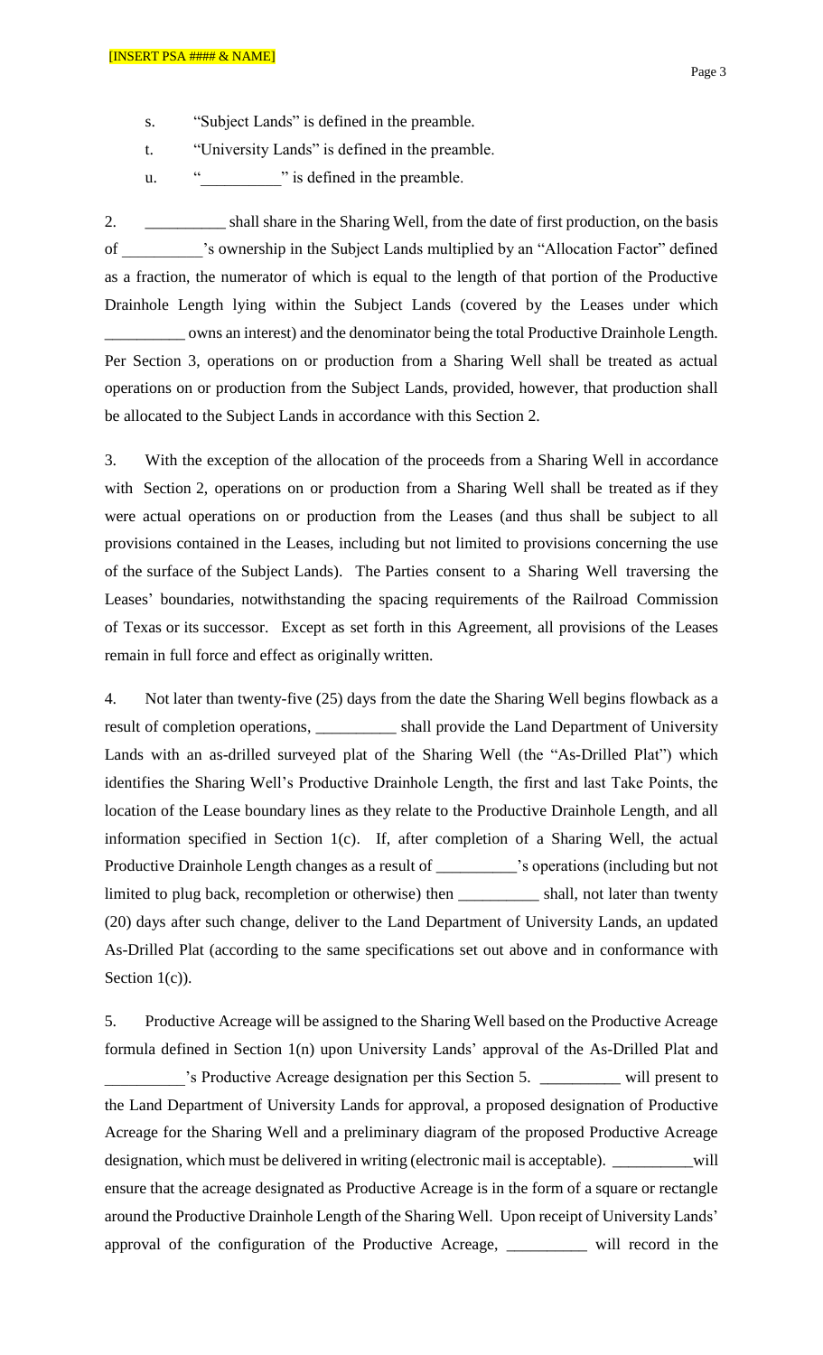s. "Subject Lands" is defined in the preamble.

t. "University Lands" is defined in the preamble.

u. "__________" is defined in the preamble.

2. __________ shall share in the Sharing Well, from the date of first production, on the basis of __________'s ownership in the Subject Lands multiplied by an "Allocation Factor" defined as a fraction, the numerator of which is equal to the length of that portion of the Productive Drainhole Length lying within the Subject Lands (covered by the Leases under which __________ owns an interest) and the denominator being the total Productive Drainhole Length. Per Section 3, operations on or production from a Sharing Well shall be treated as actual operations on or production from the Subject Lands, provided, however, that production shall be allocated to the Subject Lands in accordance with this Section 2.

3. With the exception of the allocation of the proceeds from a Sharing Well in accordance with Section 2, operations on or production from a Sharing Well shall be treated as if they were actual operations on or production from the Leases (and thus shall be subject to all provisions contained in the Leases, including but not limited to provisions concerning the use of the surface of the Subject Lands). The Parties consent to a Sharing Well traversing the Leases' boundaries, notwithstanding the spacing requirements of the Railroad Commission of Texas or its successor. Except as set forth in this Agreement, all provisions of the Leases remain in full force and effect as originally written.

4. Not later than twenty-five (25) days from the date the Sharing Well begins flowback as a result of completion operations, __________ shall provide the Land Department of University Lands with an as-drilled surveyed plat of the Sharing Well (the "As-Drilled Plat") which identifies the Sharing Well's Productive Drainhole Length, the first and last Take Points, the location of the Lease boundary lines as they relate to the Productive Drainhole Length, and all information specified in Section 1(c). If, after completion of a Sharing Well, the actual Productive Drainhole Length changes as a result of __________'s operations (including but not limited to plug back, recompletion or otherwise) then __________ shall, not later than twenty (20) days after such change, deliver to the Land Department of University Lands, an updated As-Drilled Plat (according to the same specifications set out above and in conformance with Section 1(c)).

5. Productive Acreage will be assigned to the Sharing Well based on the Productive Acreage formula defined in Section 1(n) upon University Lands' approval of the As-Drilled Plat and __________'s Productive Acreage designation per this Section 5. __________ will present to the Land Department of University Lands for approval, a proposed designation of Productive Acreage for the Sharing Well and a preliminary diagram of the proposed Productive Acreage designation, which must be delivered in writing (electronic mail is acceptable). __________ will ensure that the acreage designated as Productive Acreage is in the form of a square or rectangle around the Productive Drainhole Length of the Sharing Well. Upon receipt of University Lands' approval of the configuration of the Productive Acreage, __________ will record in the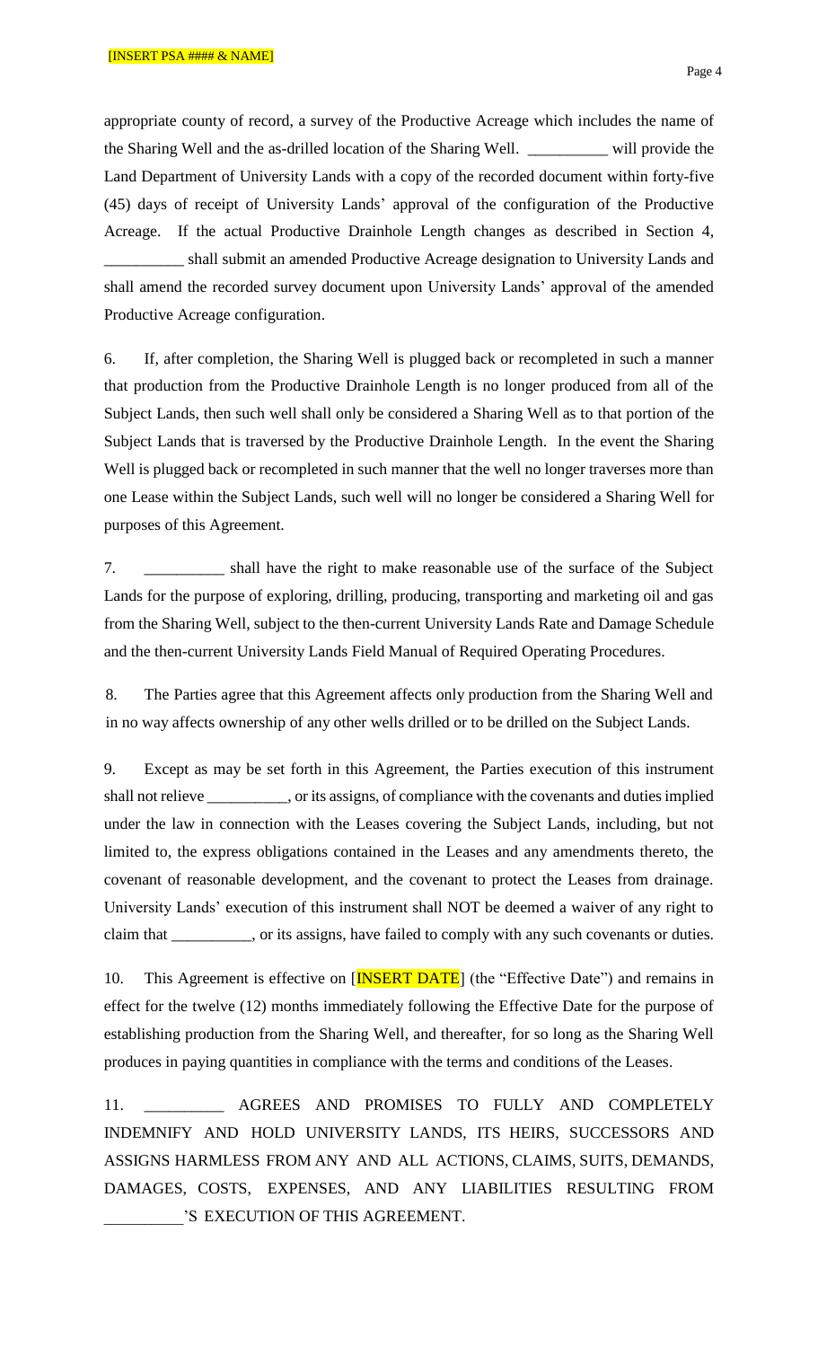appropriate county of record, a survey of the Productive Acreage which includes the name of the Sharing Well and the as-drilled location of the Sharing Well. __________ will provide the Land Department of University Lands with a copy of the recorded document within forty-five (45) days of receipt of University Lands' approval of the configuration of the Productive Acreage. If the actual Productive Drainhole Length changes as described in Section 4, __________ shall submit an amended Productive Acreage designation to University Lands and shall amend the recorded survey document upon University Lands' approval of the amended Productive Acreage configuration.

6. If, after completion, the Sharing Well is plugged back or recompleted in such a manner that production from the Productive Drainhole Length is no longer produced from all of the Subject Lands, then such well shall only be considered a Sharing Well as to that portion of the Subject Lands that is traversed by the Productive Drainhole Length. In the event the Sharing Well is plugged back or recompleted in such manner that the well no longer traverses more than one Lease within the Subject Lands, such well will no longer be considered a Sharing Well for purposes of this Agreement.

7. __________ shall have the right to make reasonable use of the surface of the Subject Lands for the purpose of exploring, drilling, producing, transporting and marketing oil and gas from the Sharing Well, subject to the then-current University Lands Rate and Damage Schedule and the then-current University Lands Field Manual of Required Operating Procedures.

8. The Parties agree that this Agreement affects only production from the Sharing Well and in no way affects ownership of any other wells drilled or to be drilled on the Subject Lands.

9. Except as may be set forth in this Agreement, the Parties execution of this instrument shall not relieve __________, or its assigns, of compliance with the covenants and duties implied under the law in connection with the Leases covering the Subject Lands, including, but not limited to, the express obligations contained in the Leases and any amendments thereto, the covenant of reasonable development, and the covenant to protect the Leases from drainage. University Lands' execution of this instrument shall NOT be deemed a waiver of any right to claim that __________, or its assigns, have failed to comply with any such covenants or duties.

10. This Agreement is effective on [INSERT DATE] (the "Effective Date") and remains in effect for the twelve (12) months immediately following the Effective Date for the purpose of establishing production from the Sharing Well, and thereafter, for so long as the Sharing Well produces in paying quantities in compliance with the terms and conditions of the Leases.

11. __________ AGREES AND PROMISES TO FULLY AND COMPLETELY INDEMNIFY AND HOLD UNIVERSITY LANDS, ITS HEIRS, SUCCESSORS AND ASSIGNS HARMLESS FROM ANY AND ALL ACTIONS, CLAIMS, SUITS, DEMANDS, DAMAGES, COSTS, EXPENSES, AND ANY LIABILITIES RESULTING FROM __________'S EXECUTION OF THIS AGREEMENT.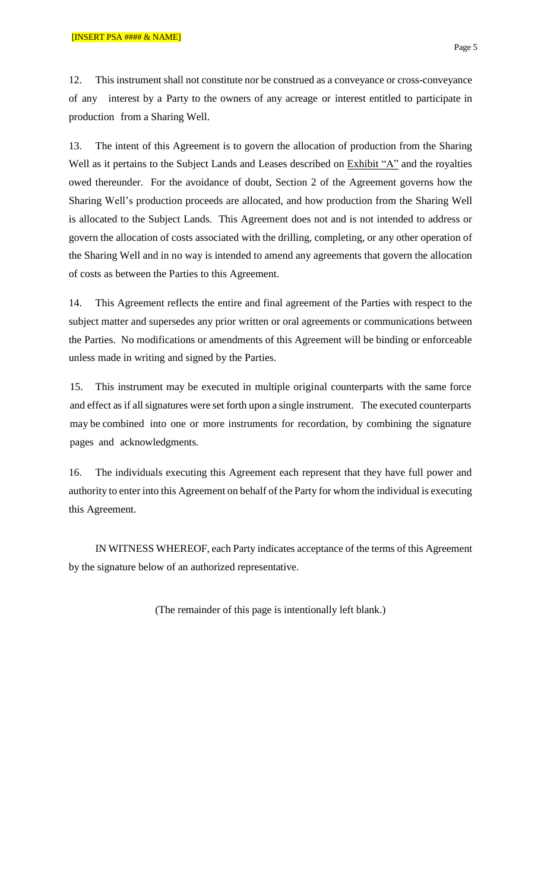12. This instrument shall not constitute nor be construed as a conveyance or cross-conveyance of any interest by a Party to the owners of any acreage or interest entitled to participate in production from a Sharing Well.

13. The intent of this Agreement is to govern the allocation of production from the Sharing Well as it pertains to the Subject Lands and Leases described on Exhibit "A" and the royalties owed thereunder. For the avoidance of doubt, Section 2 of the Agreement governs how the Sharing Well's production proceeds are allocated, and how production from the Sharing Well is allocated to the Subject Lands. This Agreement does not and is not intended to address or govern the allocation of costs associated with the drilling, completing, or any other operation of the Sharing Well and in no way is intended to amend any agreements that govern the allocation of costs as between the Parties to this Agreement.

14. This Agreement reflects the entire and final agreement of the Parties with respect to the subject matter and supersedes any prior written or oral agreements or communications between the Parties. No modifications or amendments of this Agreement will be binding or enforceable unless made in writing and signed by the Parties.

15. This instrument may be executed in multiple original counterparts with the same force and effect as if all signatures were set forth upon a single instrument. The executed counterparts may be combined into one or more instruments for recordation, by combining the signature pages and acknowledgments.

16. The individuals executing this Agreement each represent that they have full power and authority to enter into this Agreement on behalf of the Party for whom the individual is executing this Agreement.

IN WITNESS WHEREOF, each Party indicates acceptance of the terms of this Agreement by the signature below of an authorized representative.

(The remainder of this page is intentionally left blank.)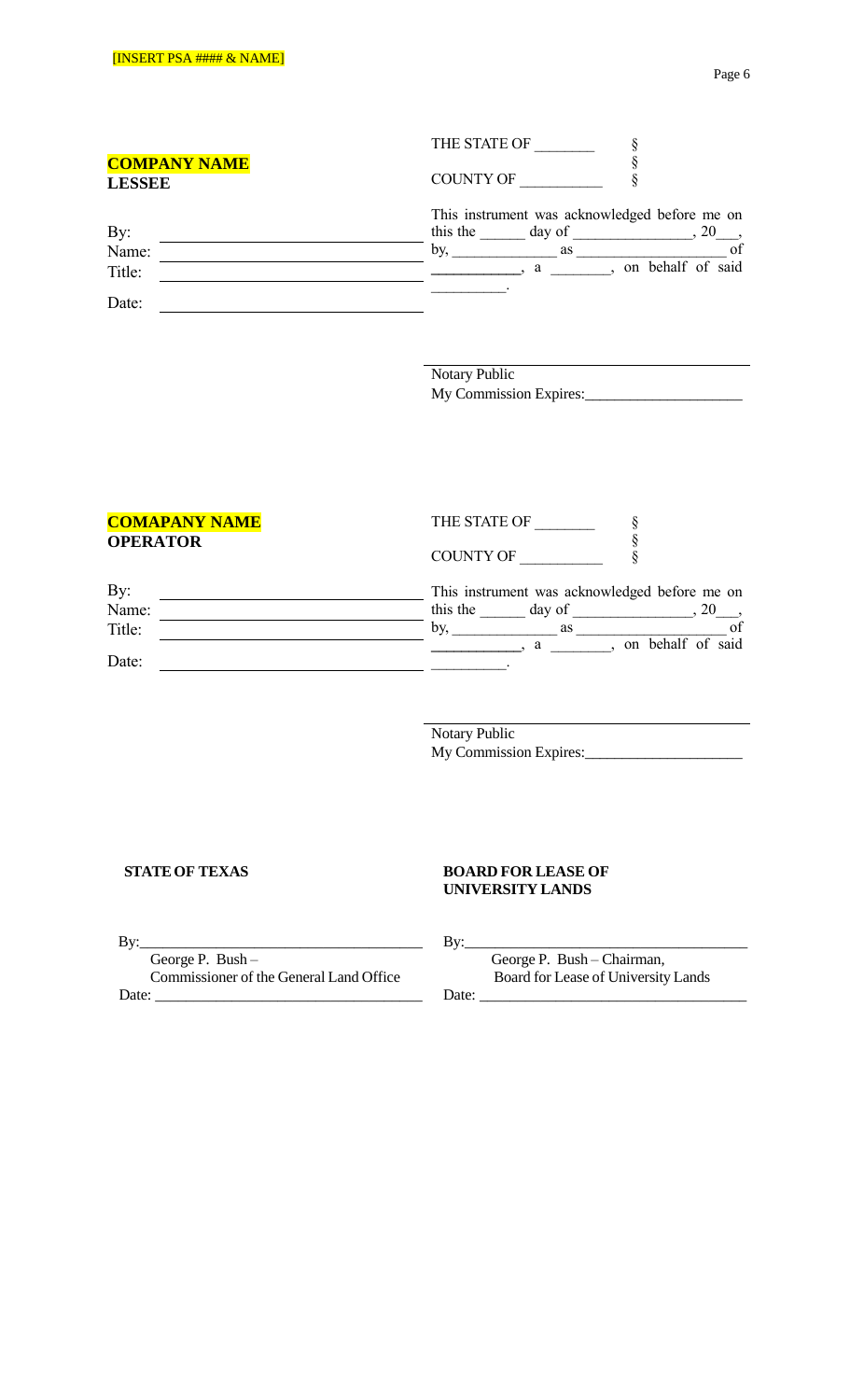[INSERT PSA #### & NAME]

**COMPANY NAME**
**LESSEE**

By: ______________________________
Name: ______________________________
Title: ______________________________
Date: ______________________________

THE STATE OF ________ §
§
COUNTY OF __________ §

This instrument was acknowledged before me on this the ______ day of _______________, 20___, by, _____________ as __________________ of ___________, a ________, on behalf of said _________.

______________________________
Notary Public
My Commission Expires:____________________

**COMAPANY NAME**
**OPERATOR**

By: ______________________________
Name: ______________________________
Title: ______________________________
Date: ______________________________

THE STATE OF ________ §
§
COUNTY OF __________ §

This instrument was acknowledged before me on this the ______ day of _______________, 20___, by, _____________ as __________________ of ___________, a ________, on behalf of said _________.

______________________________
Notary Public
My Commission Expires:____________________

**STATE OF TEXAS**

By:____________________________________
George P. Bush –
Commissioner of the General Land Office
Date: __________________________________

**BOARD FOR LEASE OF UNIVERSITY LANDS**

By:____________________________________
George P. Bush – Chairman,
Board for Lease of University Lands
Date: __________________________________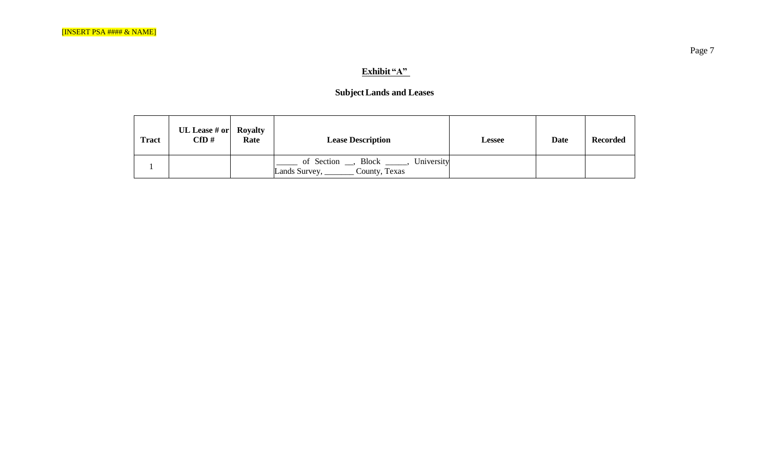[INSERT PSA #### & NAME]

## Exhibit "A"

## Subject Lands and Leases

| Tract | UL Lease # or CfD # | Royalty Rate | Lease Description | Lessee | Date | Recorded |
|---|---|---|---|---|---|---|
| 1 | | | _____ of Section __, Block _____, University Lands Survey, _______ County, Texas | | | |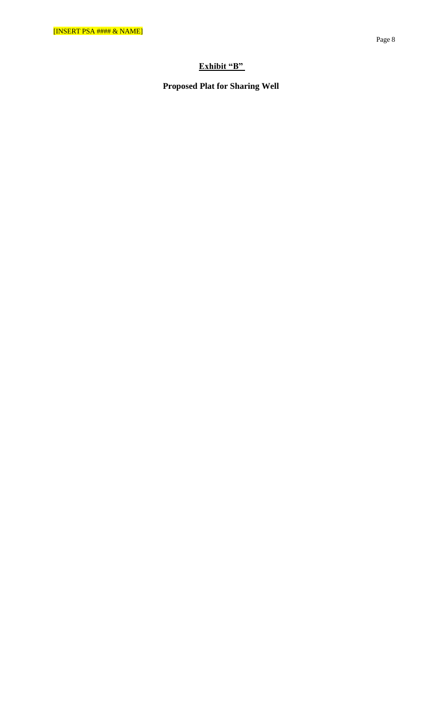**<u>Exhibit "B"</u>**

**Proposed Plat for Sharing Well**